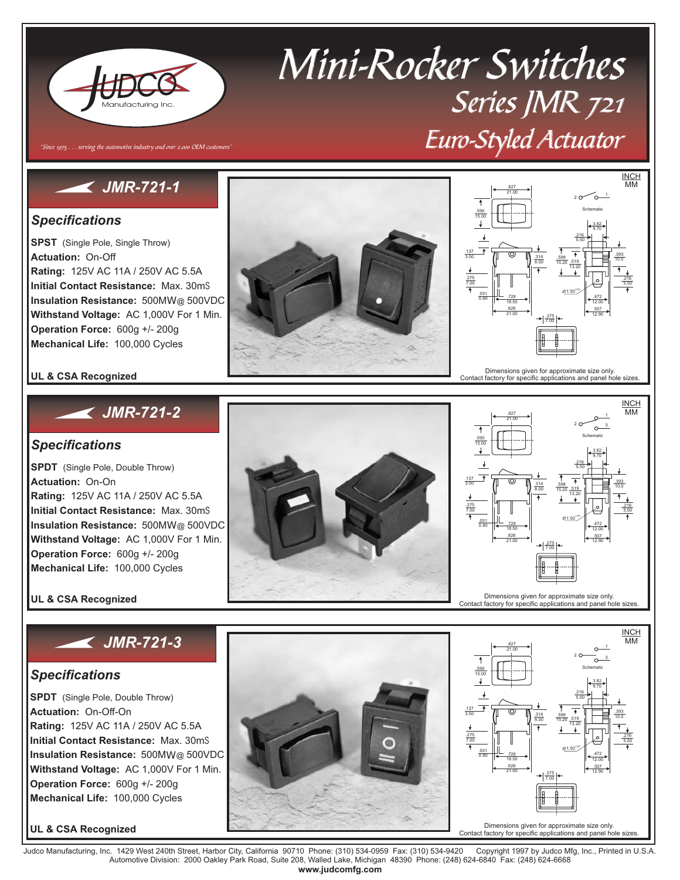# Mini-Rocker Switches

## Series JMR 721

## Euro-Styled Actuator

*"Since 1975 . . . serving the automotive industry and over 2,000 OEM customers"*

## JMR-721-1

### Specifications

**SPST** (Single Pole, Single Throw)
**Actuation:** On-Off
**Rating:** 125V AC 11A / 250V AC 5.5A
**Initial Contact Resistance:** Max. 30mS
**Insulation Resistance:** 500MW@ 500VDC
**Withstand Voltage:** AC 1,000V For 1 Min.
**Operation Force:** 600g +/- 200g
**Mechanical Life:** 100,000 Cycles

**UL & CSA Recognized**

Dimensions given for approximate size only.
Contact factory for specific applications and panel hole sizes.

## JMR-721-2

### Specifications

**SPDT** (Single Pole, Double Throw)
**Actuation:** On-On
**Rating:** 125V AC 11A / 250V AC 5.5A
**Initial Contact Resistance:** Max. 30mS
**Insulation Resistance:** 500MW@ 500VDC
**Withstand Voltage:** AC 1,000V For 1 Min.
**Operation Force:** 600g +/- 200g
**Mechanical Life:** 100,000 Cycles

**UL & CSA Recognized**

Dimensions given for approximate size only.
Contact factory for specific applications and panel hole sizes.

## JMR-721-3

### Specifications

**SPDT** (Single Pole, Double Throw)
**Actuation:** On-Off-On
**Rating:** 125V AC 11A / 250V AC 5.5A
**Initial Contact Resistance:** Max. 30mS
**Insulation Resistance:** 500MW@ 500VDC
**Withstand Voltage:** AC 1,000V For 1 Min.
**Operation Force:** 600g +/- 200g
**Mechanical Life:** 100,000 Cycles

**UL & CSA Recognized**

Dimensions given for approximate size only.
Contact factory for specific applications and panel hole sizes.

Judco Manufacturing, Inc. 1429 West 240th Street, Harbor City, California 90710 Phone: (310) 534-0959 Fax: (310) 534-9420 Copyright 1997 by Judco Mfg, Inc., Printed in U.S.A.
Automotive Division: 2000 Oakley Park Road, Suite 208, Walled Lake, Michigan 48390 Phone: (248) 624-6840 Fax: (248) 624-6668
**www.judcomfg.com**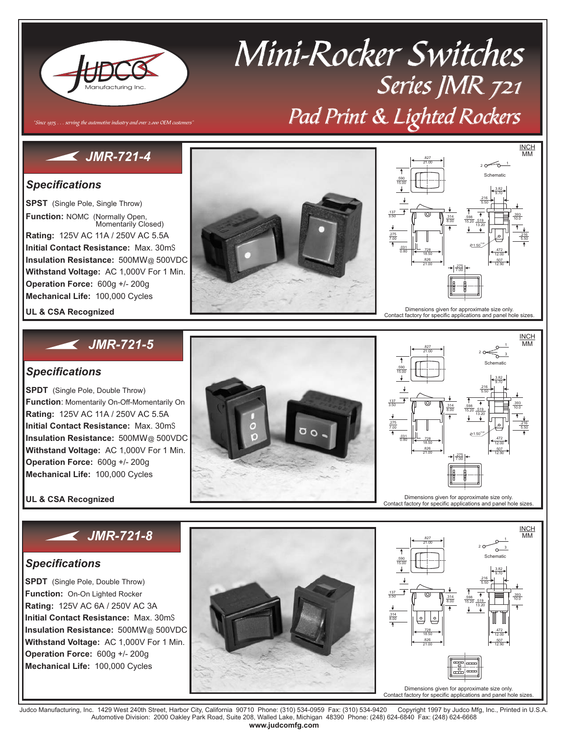# Mini-Rocker Switches

## Series JMR 721

## Pad Print & Lighted Rockers

JUDCO Manufacturing Inc.

*"Since 1975 . . . serving the automotive industry and over 2,000 OEM customers"*

## JMR-721-4

### Specifications

**SPST** (Single Pole, Single Throw)

**Function:** NOMC (Normally Open, Momentarily Closed)

**Rating:** 125V AC 11A / 250V AC 5.5A

**Initial Contact Resistance:** Max. 30mS

**Insulation Resistance:** 500MW@ 500VDC

**Withstand Voltage:** AC 1,000V For 1 Min.

**Operation Force:** 600g +/- 200g

**Mechanical Life:** 100,000 Cycles

**UL & CSA Recognized**

INCH
MM

Schematic

Dimensions given for approximate size only.
Contact factory for specific applications and panel hole sizes.

## JMR-721-5

### Specifications

**SPDT** (Single Pole, Double Throw)

**Function**: Momentarily On-Off-Momentarily On

**Rating:** 125V AC 11A / 250V AC 5.5A

**Initial Contact Resistance:** Max. 30mS

**Insulation Resistance:** 500MW@ 500VDC

**Withstand Voltage:** AC 1,000V For 1 Min.

**Operation Force:** 600g +/- 200g

**Mechanical Life:** 100,000 Cycles

**UL & CSA Recognized**

INCH
MM

Schematic

Dimensions given for approximate size only.
Contact factory for specific applications and panel hole sizes.

## JMR-721-8

### Specifications

**SPDT** (Single Pole, Double Throw)

**Function:** On-On Lighted Rocker

**Rating:** 125V AC 6A / 250V AC 3A

**Initial Contact Resistance:** Max. 30mS

**Insulation Resistance:** 500MW@ 500VDC

**Withstand Voltage:** AC 1,000V For 1 Min.

**Operation Force:** 600g +/- 200g

**Mechanical Life:** 100,000 Cycles

INCH
MM

Schematic

Dimensions given for approximate size only.
Contact factory for specific applications and panel hole sizes.

Judco Manufacturing, Inc. 1429 West 240th Street, Harbor City, California 90710 Phone: (310) 534-0959 Fax: (310) 534-9420 Copyright 1997 by Judco Mfg, Inc., Printed in U.S.A.
Automotive Division: 2000 Oakley Park Road, Suite 208, Walled Lake, Michigan 48390 Phone: (248) 624-6840 Fax: (248) 624-6668
**www.judcomfg.com**